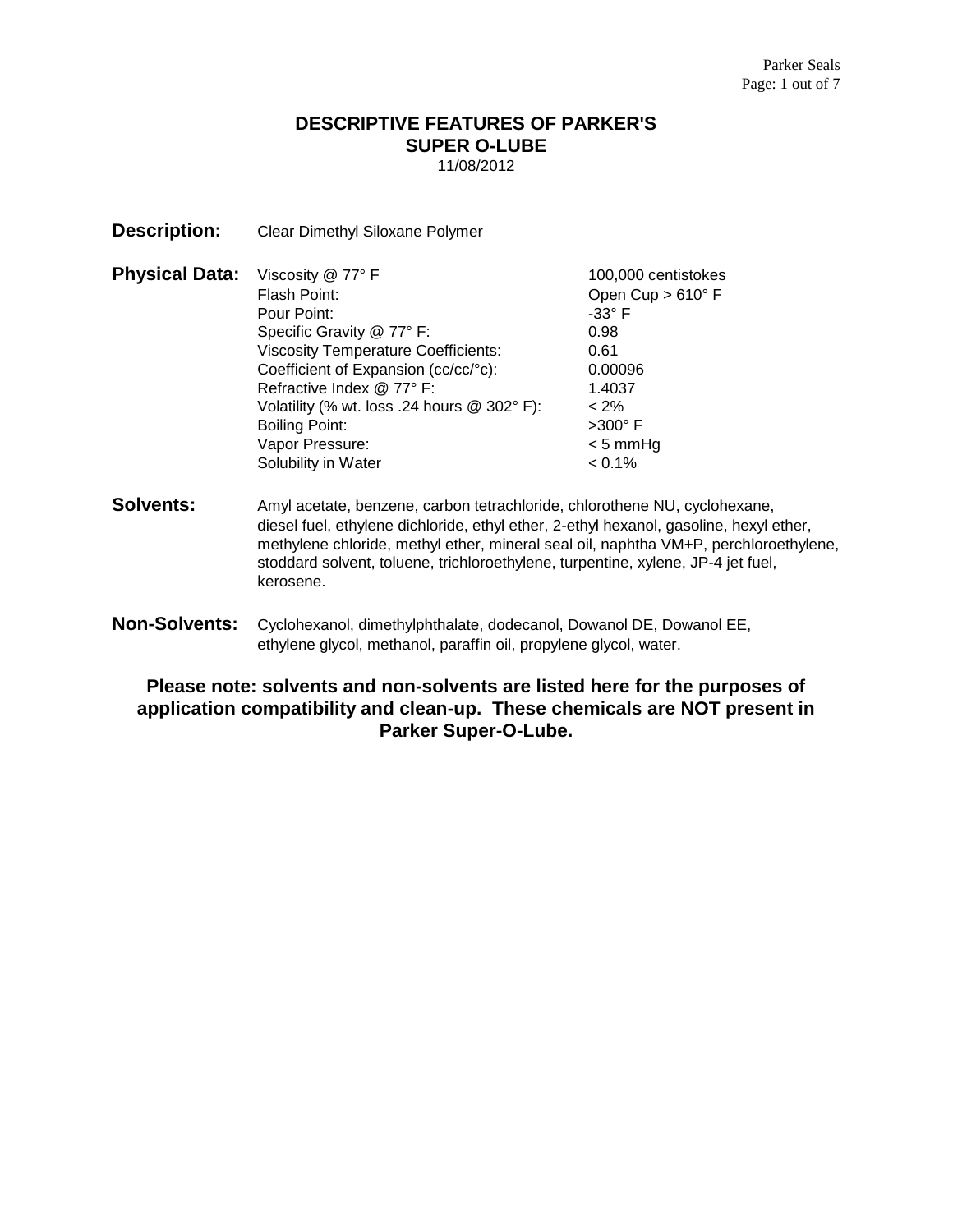# DESCRIPTIVE FEATURES OF PARKER'S SUPER O-LUBE

11/08/2012

**Description:** Clear Dimethyl Siloxane Polymer

**Physical Data:**

| Property | Value |
|---|---|
| Viscosity @ 77° F | 100,000 centistokes |
| Flash Point: | Open Cup > 610° F |
| Pour Point: | -33° F |
| Specific Gravity @ 77° F: | 0.98 |
| Viscosity Temperature Coefficients: | 0.61 |
| Coefficient of Expansion (cc/cc/°c): | 0.00096 |
| Refractive Index @ 77° F: | 1.4037 |
| Volatility (% wt. loss .24 hours @ 302° F): | < 2% |
| Boiling Point: | >300° F |
| Vapor Pressure: | < 5 mmHg |
| Solubility in Water | < 0.1% |

**Solvents:** Amyl acetate, benzene, carbon tetrachloride, chlorothene NU, cyclohexane, diesel fuel, ethylene dichloride, ethyl ether, 2-ethyl hexanol, gasoline, hexyl ether, methylene chloride, methyl ether, mineral seal oil, naphtha VM+P, perchloroethylene, stoddard solvent, toluene, trichloroethylene, turpentine, xylene, JP-4 jet fuel, kerosene.

**Non-Solvents:** Cyclohexanol, dimethylphthalate, dodecanol, Dowanol DE, Dowanol EE, ethylene glycol, methanol, paraffin oil, propylene glycol, water.

**Please note: solvents and non-solvents are listed here for the purposes of application compatibility and clean-up. These chemicals are NOT present in Parker Super-O-Lube.**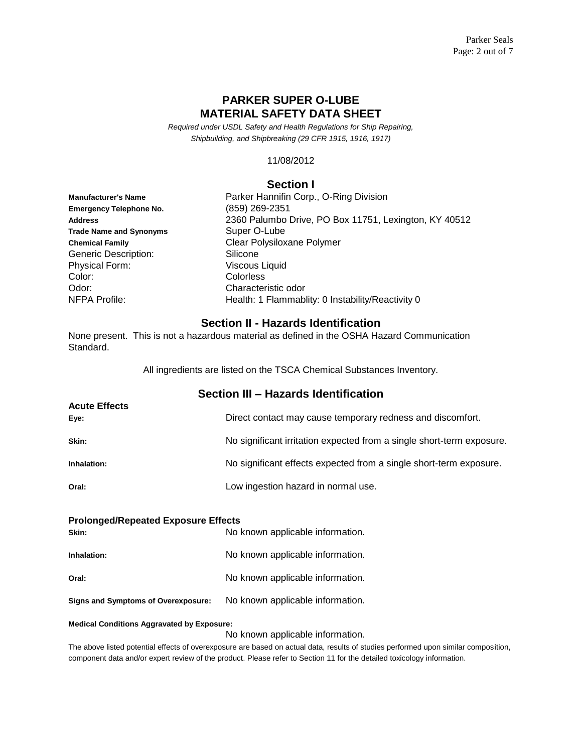# PARKER SUPER O-LUBE
# MATERIAL SAFETY DATA SHEET

*Required under USDL Safety and Health Regulations for Ship Repairing, Shipbuilding, and Shipbreaking (29 CFR 1915, 1916, 1917)*

11/08/2012

## Section I

| | |
|---|---|
| **Manufacturer's Name** | Parker Hannifin Corp., O-Ring Division |
| **Emergency Telephone No.** | (859) 269-2351 |
| **Address** | 2360 Palumbo Drive, PO Box 11751, Lexington, KY 40512 |
| **Trade Name and Synonyms** | Super O-Lube |
| **Chemical Family** | Clear Polysiloxane Polymer |
| Generic Description: | Silicone |
| Physical Form: | Viscous Liquid |
| Color: | Colorless |
| Odor: | Characteristic odor |
| NFPA Profile: | Health: 1 Flammablity: 0 Instability/Reactivity 0 |

## Section II - Hazards Identification

None present. This is not a hazardous material as defined in the OSHA Hazard Communication Standard.

All ingredients are listed on the TSCA Chemical Substances Inventory.

## Section III – Hazards Identification

### Acute Effects

| | |
|---|---|
| **Eye:** | Direct contact may cause temporary redness and discomfort. |
| **Skin:** | No significant irritation expected from a single short-term exposure. |
| **Inhalation:** | No significant effects expected from a single short-term exposure. |
| **Oral:** | Low ingestion hazard in normal use. |

### Prolonged/Repeated Exposure Effects

| | |
|---|---|
| **Skin:** | No known applicable information. |
| **Inhalation:** | No known applicable information. |
| **Oral:** | No known applicable information. |
| **Signs and Symptoms of Overexposure:** | No known applicable information. |

**Medical Conditions Aggravated by Exposure:**

No known applicable information.

The above listed potential effects of overexposure are based on actual data, results of studies performed upon similar composition, component data and/or expert review of the product. Please refer to Section 11 for the detailed toxicology information.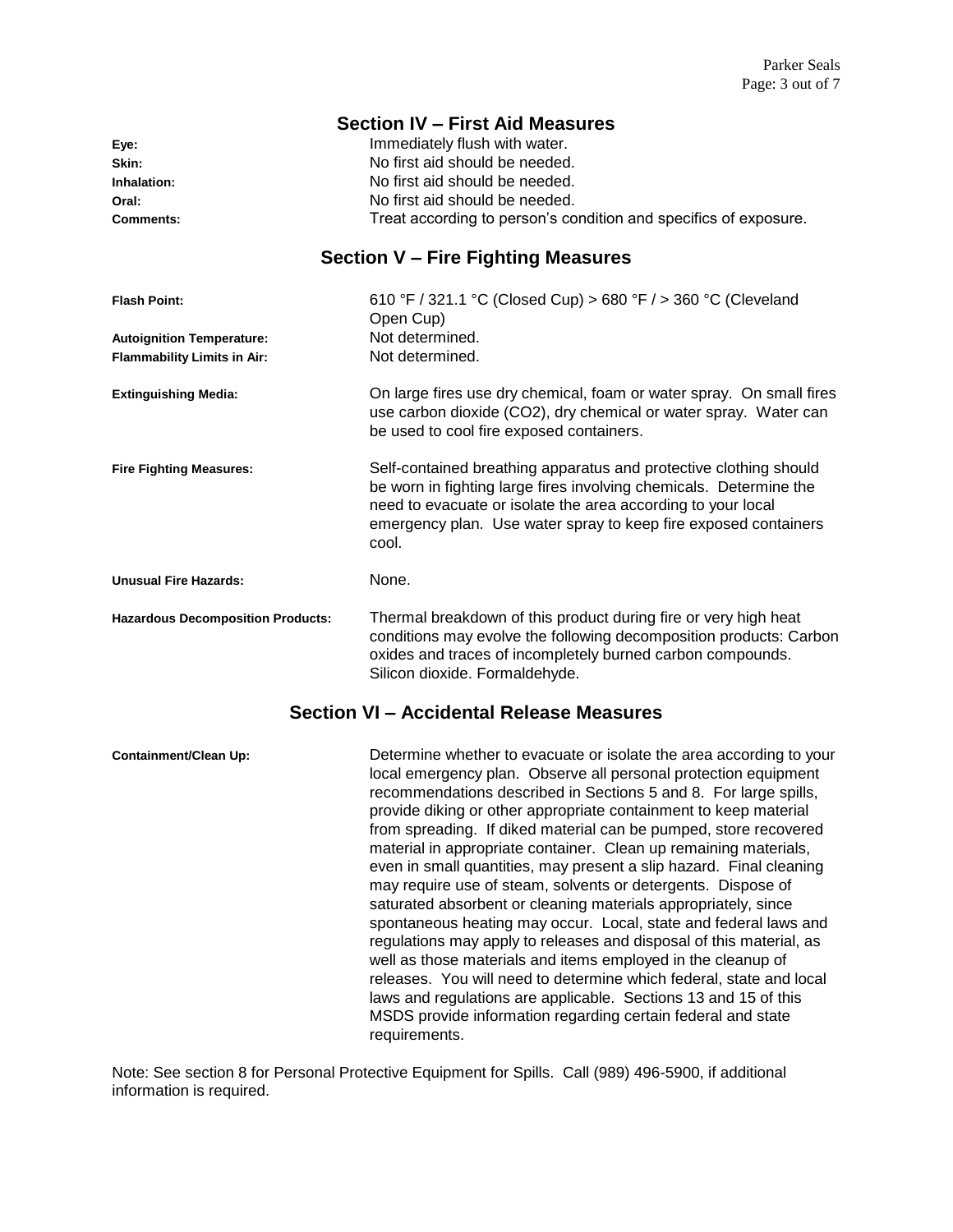## Section IV – First Aid Measures

| | |
|---|---|
| **Eye:** | Immediately flush with water. |
| **Skin:** | No first aid should be needed. |
| **Inhalation:** | No first aid should be needed. |
| **Oral:** | No first aid should be needed. |
| **Comments:** | Treat according to person's condition and specifics of exposure. |

## Section V – Fire Fighting Measures

| | |
|---|---|
| **Flash Point:** | 610 °F / 321.1 °C (Closed Cup) > 680 °F / > 360 °C (Cleveland Open Cup) |
| **Autoignition Temperature:** | Not determined. |
| **Flammability Limits in Air:** | Not determined. |
| **Extinguishing Media:** | On large fires use dry chemical, foam or water spray. On small fires use carbon dioxide ($CO_2$), dry chemical or water spray. Water can be used to cool fire exposed containers. |
| **Fire Fighting Measures:** | Self-contained breathing apparatus and protective clothing should be worn in fighting large fires involving chemicals. Determine the need to evacuate or isolate the area according to your local emergency plan. Use water spray to keep fire exposed containers cool. |
| **Unusual Fire Hazards:** | None. |
| **Hazardous Decomposition Products:** | Thermal breakdown of this product during fire or very high heat conditions may evolve the following decomposition products: Carbon oxides and traces of incompletely burned carbon compounds. Silicon dioxide. Formaldehyde. |

## Section VI – Accidental Release Measures

| | |
|---|---|
| **Containment/Clean Up:** | Determine whether to evacuate or isolate the area according to your local emergency plan. Observe all personal protection equipment recommendations described in Sections 5 and 8. For large spills, provide diking or other appropriate containment to keep material from spreading. If diked material can be pumped, store recovered material in appropriate container. Clean up remaining materials, even in small quantities, may present a slip hazard. Final cleaning may require use of steam, solvents or detergents. Dispose of saturated absorbent or cleaning materials appropriately, since spontaneous heating may occur. Local, state and federal laws and regulations may apply to releases and disposal of this material, as well as those materials and items employed in the cleanup of releases. You will need to determine which federal, state and local laws and regulations are applicable. Sections 13 and 15 of this MSDS provide information regarding certain federal and state requirements. |

Note: See section 8 for Personal Protective Equipment for Spills. Call (989) 496-5900, if additional information is required.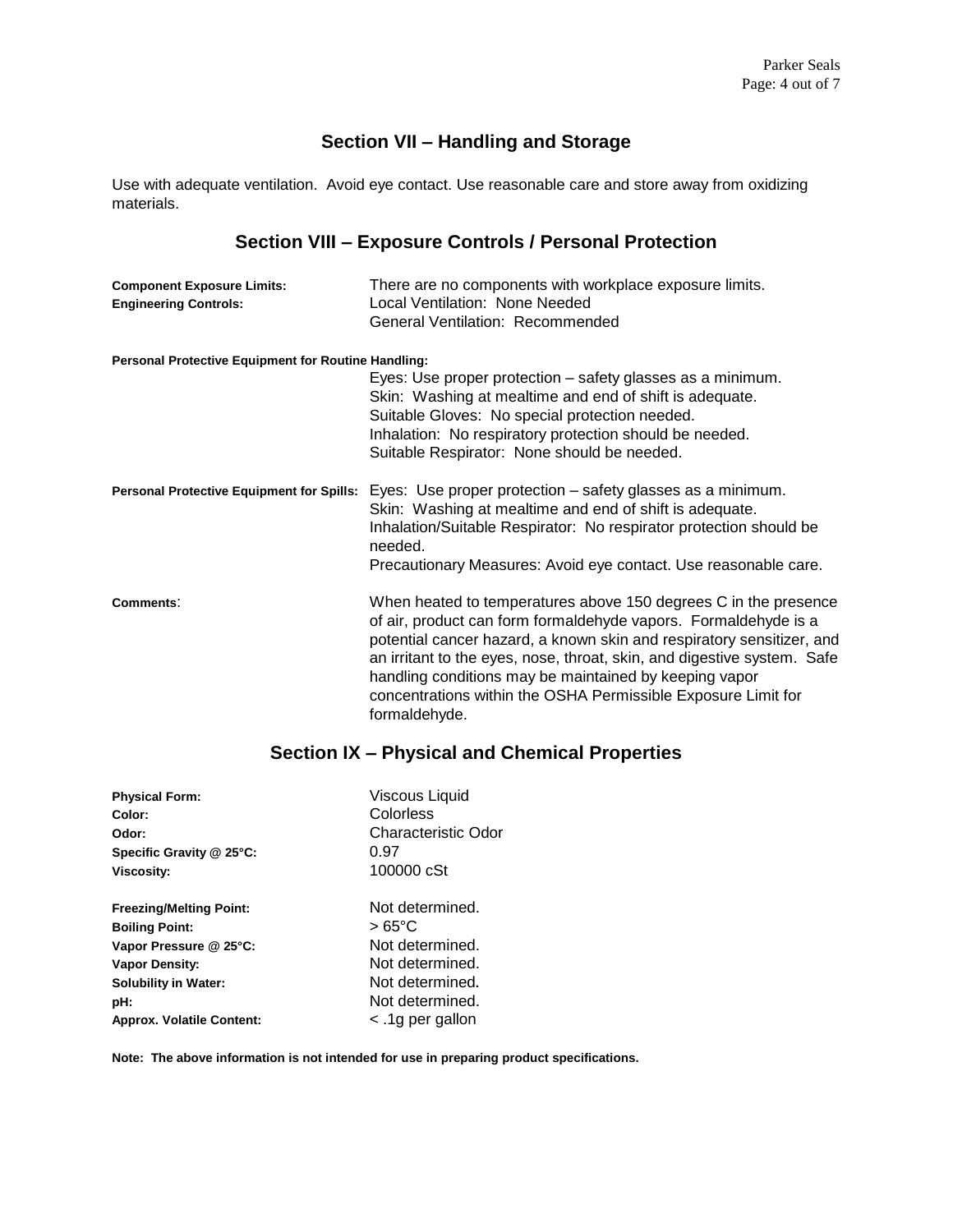## Section VII – Handling and Storage

Use with adequate ventilation. Avoid eye contact. Use reasonable care and store away from oxidizing materials.

## Section VIII – Exposure Controls / Personal Protection

**Component Exposure Limits:** There are no components with workplace exposure limits.

**Engineering Controls:** Local Ventilation: None Needed
General Ventilation: Recommended

**Personal Protective Equipment for Routine Handling:**

Eyes: Use proper protection – safety glasses as a minimum.
Skin: Washing at mealtime and end of shift is adequate.
Suitable Gloves: No special protection needed.
Inhalation: No respiratory protection should be needed.
Suitable Respirator: None should be needed.

**Personal Protective Equipment for Spills:** Eyes: Use proper protection – safety glasses as a minimum.
Skin: Washing at mealtime and end of shift is adequate.
Inhalation/Suitable Respirator: No respirator protection should be needed.
Precautionary Measures: Avoid eye contact. Use reasonable care.

**Comments**: When heated to temperatures above 150 degrees C in the presence of air, product can form formaldehyde vapors. Formaldehyde is a potential cancer hazard, a known skin and respiratory sensitizer, and an irritant to the eyes, nose, throat, skin, and digestive system. Safe handling conditions may be maintained by keeping vapor concentrations within the OSHA Permissible Exposure Limit for formaldehyde.

## Section IX – Physical and Chemical Properties

| | |
|---|---|
| **Physical Form:** | Viscous Liquid |
| **Color:** | Colorless |
| **Odor:** | Characteristic Odor |
| **Specific Gravity @ 25°C:** | 0.97 |
| **Viscosity:** | 100000 cSt |
| **Freezing/Melting Point:** | Not determined. |
| **Boiling Point:** | > 65°C |
| **Vapor Pressure @ 25°C:** | Not determined. |
| **Vapor Density:** | Not determined. |
| **Solubility in Water:** | Not determined. |
| **pH:** | Not determined. |
| **Approx. Volatile Content:** | < .1g per gallon |

**Note: The above information is not intended for use in preparing product specifications.**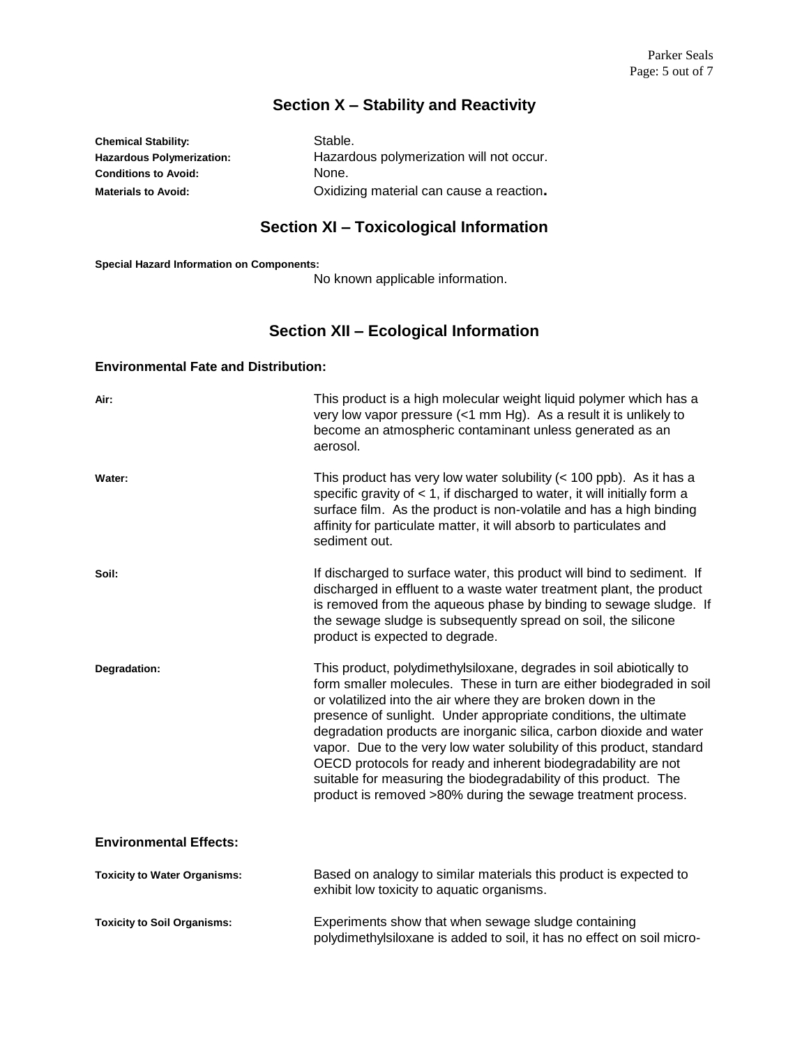## Section X – Stability and Reactivity

**Chemical Stability:** Stable.
**Hazardous Polymerization:** Hazardous polymerization will not occur.
**Conditions to Avoid:** None.
**Materials to Avoid:** Oxidizing material can cause a reaction.

## Section XI – Toxicological Information

**Special Hazard Information on Components:**
No known applicable information.

## Section XII – Ecological Information

### Environmental Fate and Distribution:

**Air:** This product is a high molecular weight liquid polymer which has a very low vapor pressure (<1 mm Hg). As a result it is unlikely to become an atmospheric contaminant unless generated as an aerosol.

**Water:** This product has very low water solubility (< 100 ppb). As it has a specific gravity of < 1, if discharged to water, it will initially form a surface film. As the product is non-volatile and has a high binding affinity for particulate matter, it will absorb to particulates and sediment out.

**Soil:** If discharged to surface water, this product will bind to sediment. If discharged in effluent to a waste water treatment plant, the product is removed from the aqueous phase by binding to sewage sludge. If the sewage sludge is subsequently spread on soil, the silicone product is expected to degrade.

**Degradation:** This product, polydimethylsiloxane, degrades in soil abiotically to form smaller molecules. These in turn are either biodegraded in soil or volatilized into the air where they are broken down in the presence of sunlight. Under appropriate conditions, the ultimate degradation products are inorganic silica, carbon dioxide and water vapor. Due to the very low water solubility of this product, standard OECD protocols for ready and inherent biodegradability are not suitable for measuring the biodegradability of this product. The product is removed >80% during the sewage treatment process.

### Environmental Effects:

**Toxicity to Water Organisms:** Based on analogy to similar materials this product is expected to exhibit low toxicity to aquatic organisms.

**Toxicity to Soil Organisms:** Experiments show that when sewage sludge containing polydimethylsiloxane is added to soil, it has no effect on soil micro-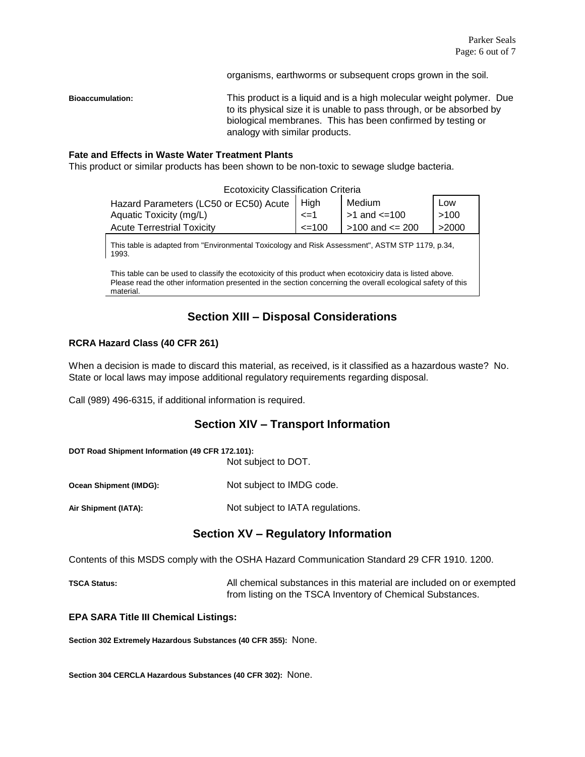organisms, earthworms or subsequent crops grown in the soil.

**Bioaccumulation:** This product is a liquid and is a high molecular weight polymer. Due to its physical size it is unable to pass through, or be absorbed by biological membranes. This has been confirmed by testing or analogy with similar products.

### Fate and Effects in Waste Water Treatment Plants

This product or similar products has been shown to be non-toxic to sewage sludge bacteria.

Ecotoxicity Classification Criteria

| Hazard Parameters (LC50 or EC50) Acute Aquatic Toxicity (mg/L) | High <=1 | Medium >1 and <=100 | Low >100 |
|---|---|---|---|
| Acute Terrestrial Toxicity | <=100 | >100 and <= 200 | >2000 |

This table is adapted from "Environmental Toxicology and Risk Assessment", ASTM STP 1179, p.34, 1993.

This table can be used to classify the ecotoxicity of this product when ecotoxiciry data is listed above. Please read the other information presented in the section concerning the overall ecological safety of this material.

## Section XIII – Disposal Considerations

### RCRA Hazard Class (40 CFR 261)

When a decision is made to discard this material, as received, is it classified as a hazardous waste? No. State or local laws may impose additional regulatory requirements regarding disposal.

Call (989) 496-6315, if additional information is required.

## Section XIV – Transport Information

**DOT Road Shipment Information (49 CFR 172.101):** Not subject to DOT.

**Ocean Shipment (IMDG):** Not subject to IMDG code.

**Air Shipment (IATA):** Not subject to IATA regulations.

## Section XV – Regulatory Information

Contents of this MSDS comply with the OSHA Hazard Communication Standard 29 CFR 1910. 1200.

**TSCA Status:** All chemical substances in this material are included on or exempted from listing on the TSCA Inventory of Chemical Substances.

### EPA SARA Title III Chemical Listings:

**Section 302 Extremely Hazardous Substances (40 CFR 355):** None.

**Section 304 CERCLA Hazardous Substances (40 CFR 302):** None.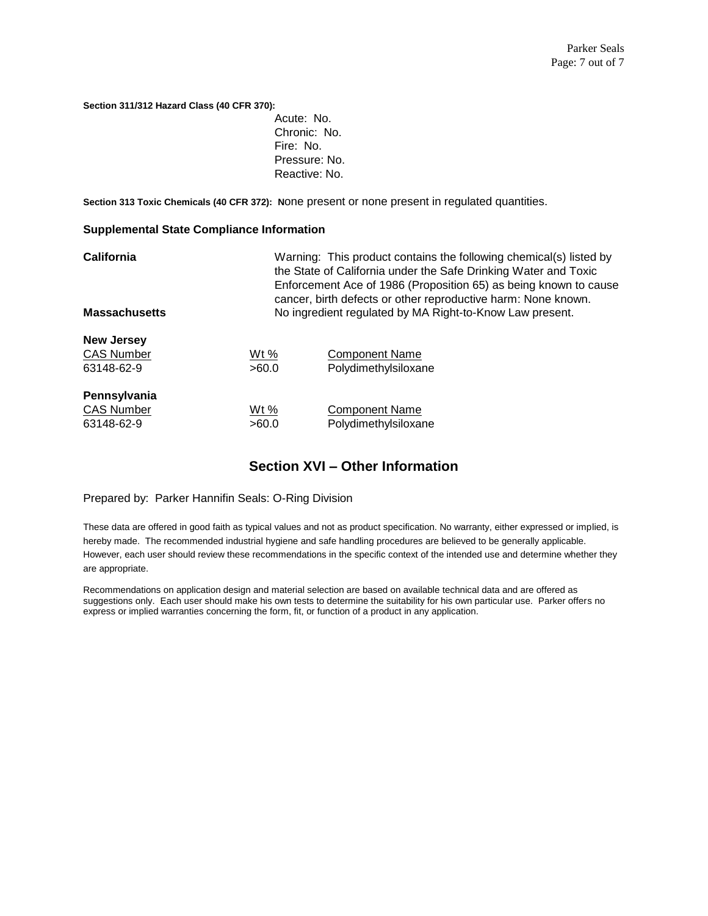**Section 311/312 Hazard Class (40 CFR 370):**

Acute: No.
Chronic: No.
Fire: No.
Pressure: No.
Reactive: No.

**Section 313 Toxic Chemicals (40 CFR 372): N**one present or none present in regulated quantities.

**Supplemental State Compliance Information**

**California** — Warning: This product contains the following chemical(s) listed by the State of California under the Safe Drinking Water and Toxic Enforcement Ace of 1986 (Proposition 65) as being known to cause cancer, birth defects or other reproductive harm: None known.

**Massachusetts** — No ingredient regulated by MA Right-to-Know Law present.

**New Jersey**

| CAS Number | Wt % | Component Name |
|---|---|---|
| 63148-62-9 | >60.0 | Polydimethylsiloxane |

**Pennsylvania**

| CAS Number | Wt % | Component Name |
|---|---|---|
| 63148-62-9 | >60.0 | Polydimethylsiloxane |

## Section XVI – Other Information

Prepared by: Parker Hannifin Seals: O-Ring Division

These data are offered in good faith as typical values and not as product specification. No warranty, either expressed or implied, is hereby made. The recommended industrial hygiene and safe handling procedures are believed to be generally applicable. However, each user should review these recommendations in the specific context of the intended use and determine whether they are appropriate.

Recommendations on application design and material selection are based on available technical data and are offered as suggestions only. Each user should make his own tests to determine the suitability for his own particular use. Parker offers no express or implied warranties concerning the form, fit, or function of a product in any application.